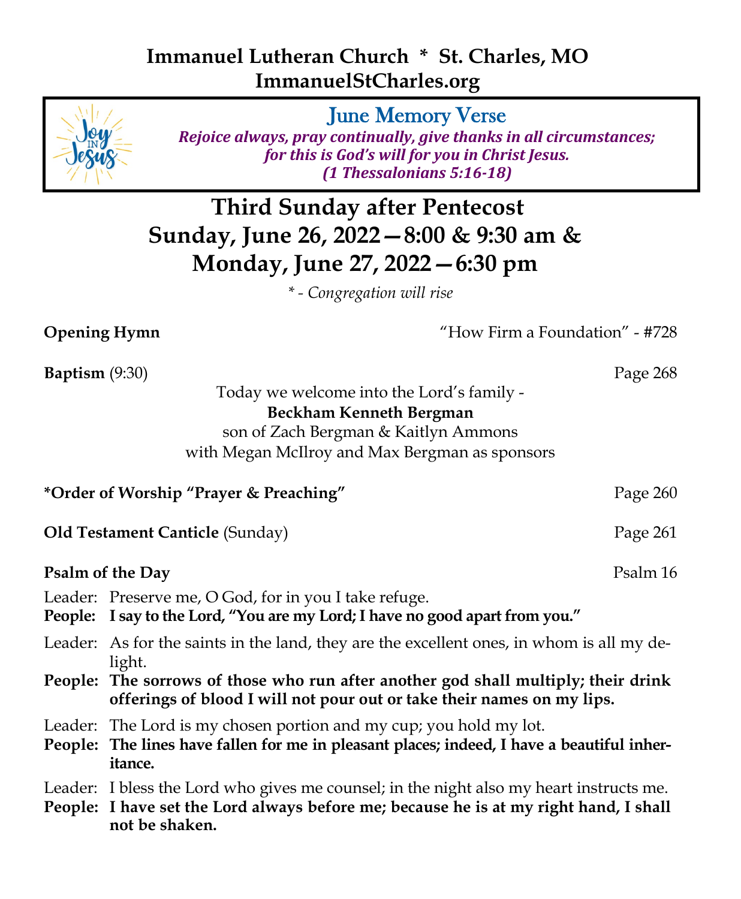# Immanuel Lutheran Church * St. Charles, MO
## ImmanuelStCharles.org

**June Memory Verse**

***Rejoice always, pray continually, give thanks in all circumstances; for this is God's will for you in Christ Jesus. (1 Thessalonians 5:16-18)***

# Third Sunday after Pentecost
## Sunday, June 26, 2022—8:00 & 9:30 am & Monday, June 27, 2022—6:30 pm

*\* - Congregation will rise*

**Opening Hymn** — "How Firm a Foundation" - #728

**Baptism** (9:30) — Page 268

Today we welcome into the Lord's family -
**Beckham Kenneth Bergman**
son of Zach Bergman & Kaitlyn Ammons
with Megan McIlroy and Max Bergman as sponsors

**\*Order of Worship "Prayer & Preaching"** — Page 260

**Old Testament Canticle** (Sunday) — Page 261

**Psalm of the Day** — Psalm 16

Leader: Preserve me, O God, for in you I take refuge.
**People: I say to the Lord, "You are my Lord; I have no good apart from you."**

Leader: As for the saints in the land, they are the excellent ones, in whom is all my delight.
**People: The sorrows of those who run after another god shall multiply; their drink offerings of blood I will not pour out or take their names on my lips.**

Leader: The Lord is my chosen portion and my cup; you hold my lot.
**People: The lines have fallen for me in pleasant places; indeed, I have a beautiful inheritance.**

Leader: I bless the Lord who gives me counsel; in the night also my heart instructs me.
**People: I have set the Lord always before me; because he is at my right hand, I shall not be shaken.**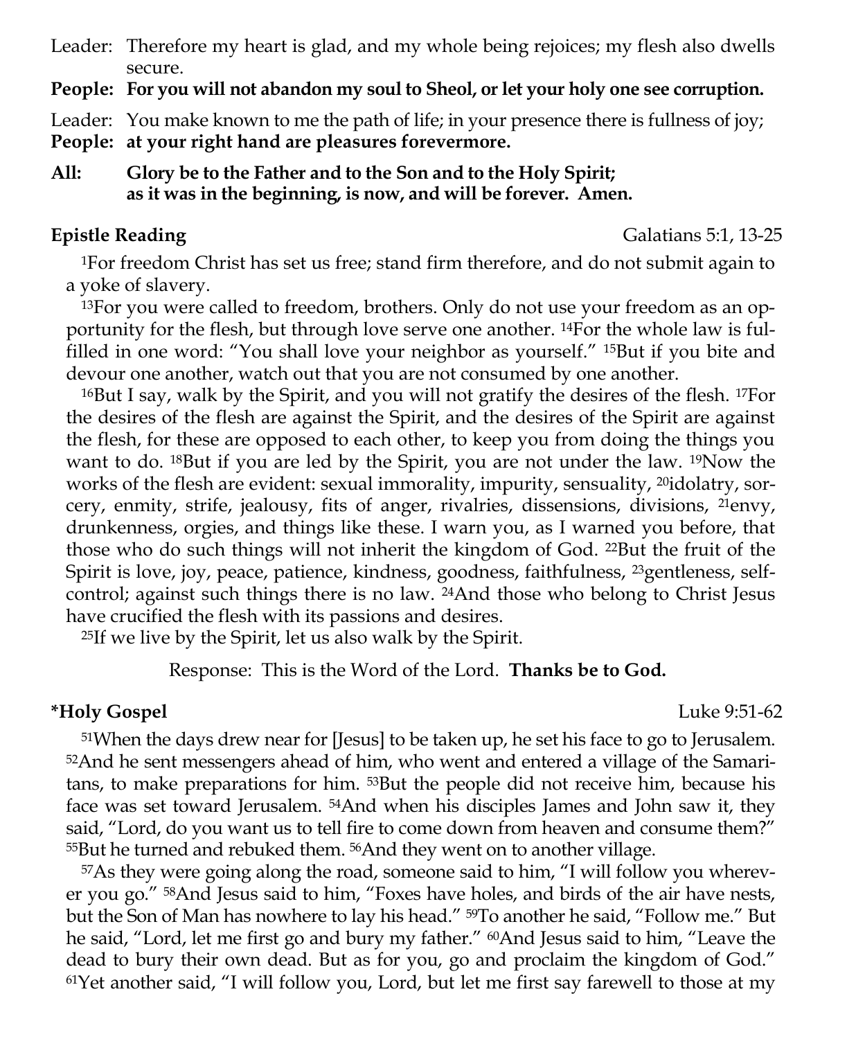Leader: Therefore my heart is glad, and my whole being rejoices; my flesh also dwells secure.

**People: For you will not abandon my soul to Sheol, or let your holy one see corruption.**

Leader: You make known to me the path of life; in your presence there is fullness of joy;

**People: at your right hand are pleasures forevermore.**

**All: Glory be to the Father and to the Son and to the Holy Spirit;
as it was in the beginning, is now, and will be forever. Amen.**

**Epistle Reading** Galatians 5:1, 13-25

[1]For freedom Christ has set us free; stand firm therefore, and do not submit again to a yoke of slavery.

[13]For you were called to freedom, brothers. Only do not use your freedom as an opportunity for the flesh, but through love serve one another. [14]For the whole law is fulfilled in one word: "You shall love your neighbor as yourself." [15]But if you bite and devour one another, watch out that you are not consumed by one another.

[16]But I say, walk by the Spirit, and you will not gratify the desires of the flesh. [17]For the desires of the flesh are against the Spirit, and the desires of the Spirit are against the flesh, for these are opposed to each other, to keep you from doing the things you want to do. [18]But if you are led by the Spirit, you are not under the law. [19]Now the works of the flesh are evident: sexual immorality, impurity, sensuality, [20]idolatry, sorcery, enmity, strife, jealousy, fits of anger, rivalries, dissensions, divisions, [21]envy, drunkenness, orgies, and things like these. I warn you, as I warned you before, that those who do such things will not inherit the kingdom of God. [22]But the fruit of the Spirit is love, joy, peace, patience, kindness, goodness, faithfulness, [23]gentleness, self-control; against such things there is no law. [24]And those who belong to Christ Jesus have crucified the flesh with its passions and desires.

[25]If we live by the Spirit, let us also walk by the Spirit.

Response: This is the Word of the Lord. **Thanks be to God.**

**\*Holy Gospel** Luke 9:51-62

[51]When the days drew near for [Jesus] to be taken up, he set his face to go to Jerusalem. [52]And he sent messengers ahead of him, who went and entered a village of the Samaritans, to make preparations for him. [53]But the people did not receive him, because his face was set toward Jerusalem. [54]And when his disciples James and John saw it, they said, "Lord, do you want us to tell fire to come down from heaven and consume them?" [55]But he turned and rebuked them. [56]And they went on to another village.

[57]As they were going along the road, someone said to him, "I will follow you wherever you go." [58]And Jesus said to him, "Foxes have holes, and birds of the air have nests, but the Son of Man has nowhere to lay his head." [59]To another he said, "Follow me." But he said, "Lord, let me first go and bury my father." [60]And Jesus said to him, "Leave the dead to bury their own dead. But as for you, go and proclaim the kingdom of God." [61]Yet another said, "I will follow you, Lord, but let me first say farewell to those at my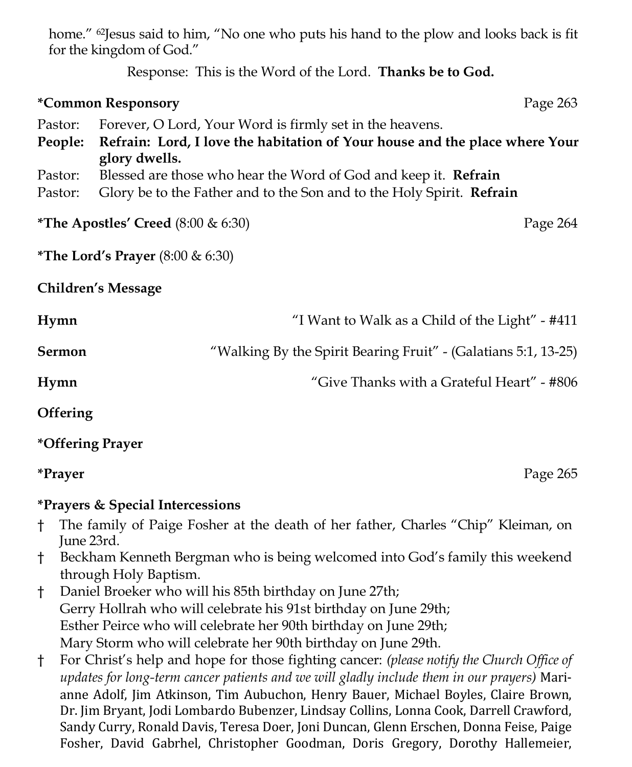home." [62]Jesus said to him, "No one who puts his hand to the plow and looks back is fit for the kingdom of God."

Response: This is the Word of the Lord. **Thanks be to God.**

**\*Common Responsory** Page 263

Pastor: Forever, O Lord, Your Word is firmly set in the heavens.
**People: Refrain: Lord, I love the habitation of Your house and the place where Your glory dwells.**
Pastor: Blessed are those who hear the Word of God and keep it. **Refrain**
Pastor: Glory be to the Father and to the Son and to the Holy Spirit. **Refrain**

**\*The Apostles' Creed** (8:00 & 6:30) Page 264

**\*The Lord's Prayer** (8:00 & 6:30)

**Children's Message**

**Hymn** "I Want to Walk as a Child of the Light" - #411

**Sermon** "Walking By the Spirit Bearing Fruit" - (Galatians 5:1, 13-25)

**Hymn** "Give Thanks with a Grateful Heart" - #806

**Offering**

**\*Offering Prayer**

**\*Prayer** Page 265

**\*Prayers & Special Intercessions**

† The family of Paige Fosher at the death of her father, Charles "Chip" Kleiman, on June 23rd.

† Beckham Kenneth Bergman who is being welcomed into God's family this weekend through Holy Baptism.

† Daniel Broeker who will his 85th birthday on June 27th;
Gerry Hollrah who will celebrate his 91st birthday on June 29th;
Esther Peirce who will celebrate her 90th birthday on June 29th;
Mary Storm who will celebrate her 90th birthday on June 29th.

† For Christ's help and hope for those fighting cancer: *(please notify the Church Office of updates for long-term cancer patients and we will gladly include them in our prayers)* Marianne Adolf, Jim Atkinson, Tim Aubuchon, Henry Bauer, Michael Boyles, Claire Brown, Dr. Jim Bryant, Jodi Lombardo Bubenzer, Lindsay Collins, Lonna Cook, Darrell Crawford, Sandy Curry, Ronald Davis, Teresa Doer, Joni Duncan, Glenn Erschen, Donna Feise, Paige Fosher, David Gabrhel, Christopher Goodman, Doris Gregory, Dorothy Hallemeier,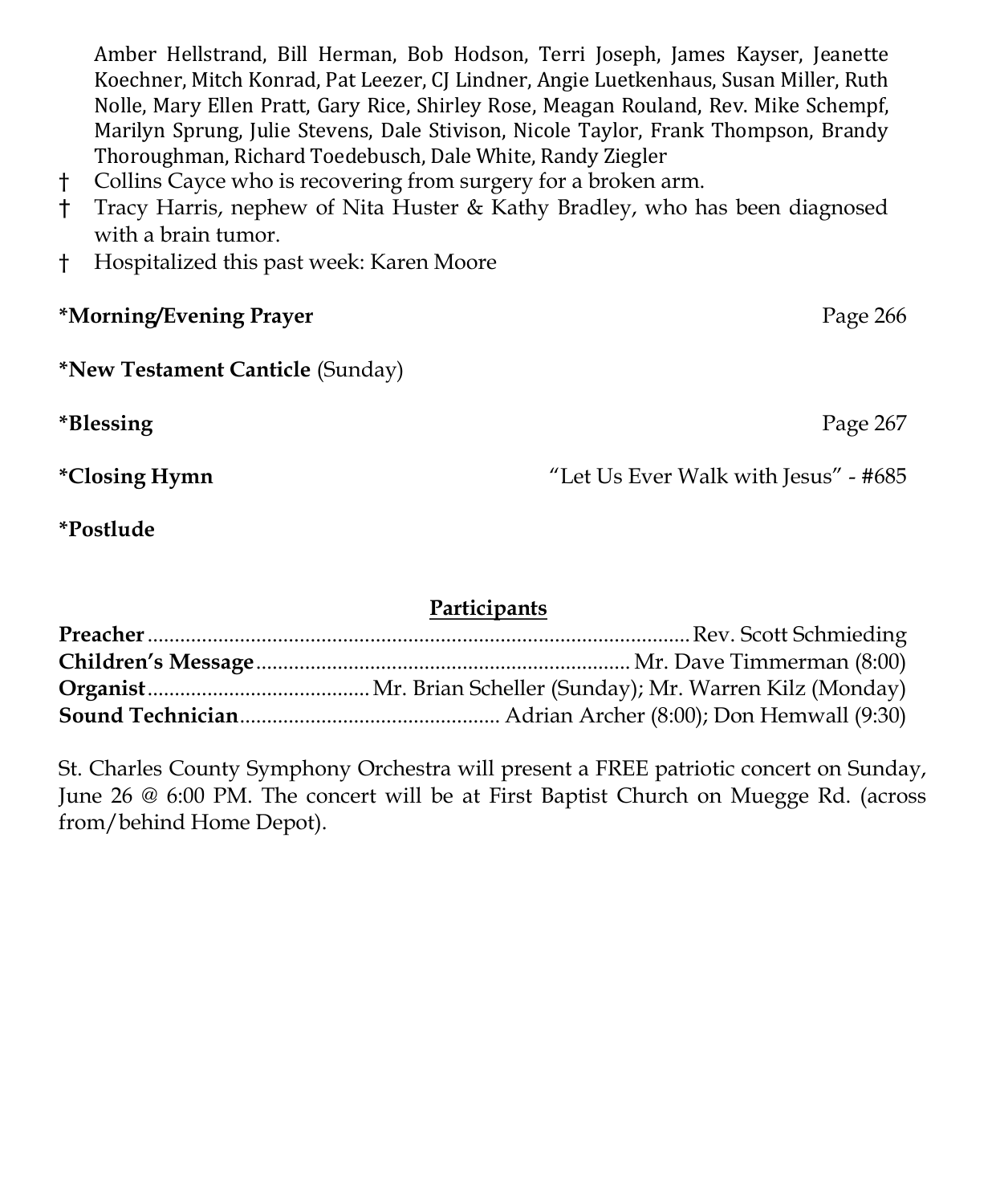Amber Hellstrand, Bill Herman, Bob Hodson, Terri Joseph, James Kayser, Jeanette Koechner, Mitch Konrad, Pat Leezer, CJ Lindner, Angie Luetkenhaus, Susan Miller, Ruth Nolle, Mary Ellen Pratt, Gary Rice, Shirley Rose, Meagan Rouland, Rev. Mike Schempf, Marilyn Sprung, Julie Stevens, Dale Stivison, Nicole Taylor, Frank Thompson, Brandy Thoroughman, Richard Toedebusch, Dale White, Randy Ziegler

† Collins Cayce who is recovering from surgery for a broken arm.

† Tracy Harris, nephew of Nita Huster & Kathy Bradley, who has been diagnosed with a brain tumor.

† Hospitalized this past week: Karen Moore

**\*Morning/Evening Prayer** Page 266

**\*New Testament Canticle** (Sunday)

**\*Blessing** Page 267

**\*Closing Hymn** "Let Us Ever Walk with Jesus" - #685

**\*Postlude**

**Participants**

**Preacher** ........ Rev. Scott Schmieding
**Children's Message** ........ Mr. Dave Timmerman (8:00)
**Organist** ........ Mr. Brian Scheller (Sunday); Mr. Warren Kilz (Monday)
**Sound Technician** ........ Adrian Archer (8:00); Don Hemwall (9:30)

St. Charles County Symphony Orchestra will present a FREE patriotic concert on Sunday, June 26 @ 6:00 PM. The concert will be at First Baptist Church on Muegge Rd. (across from/behind Home Depot).